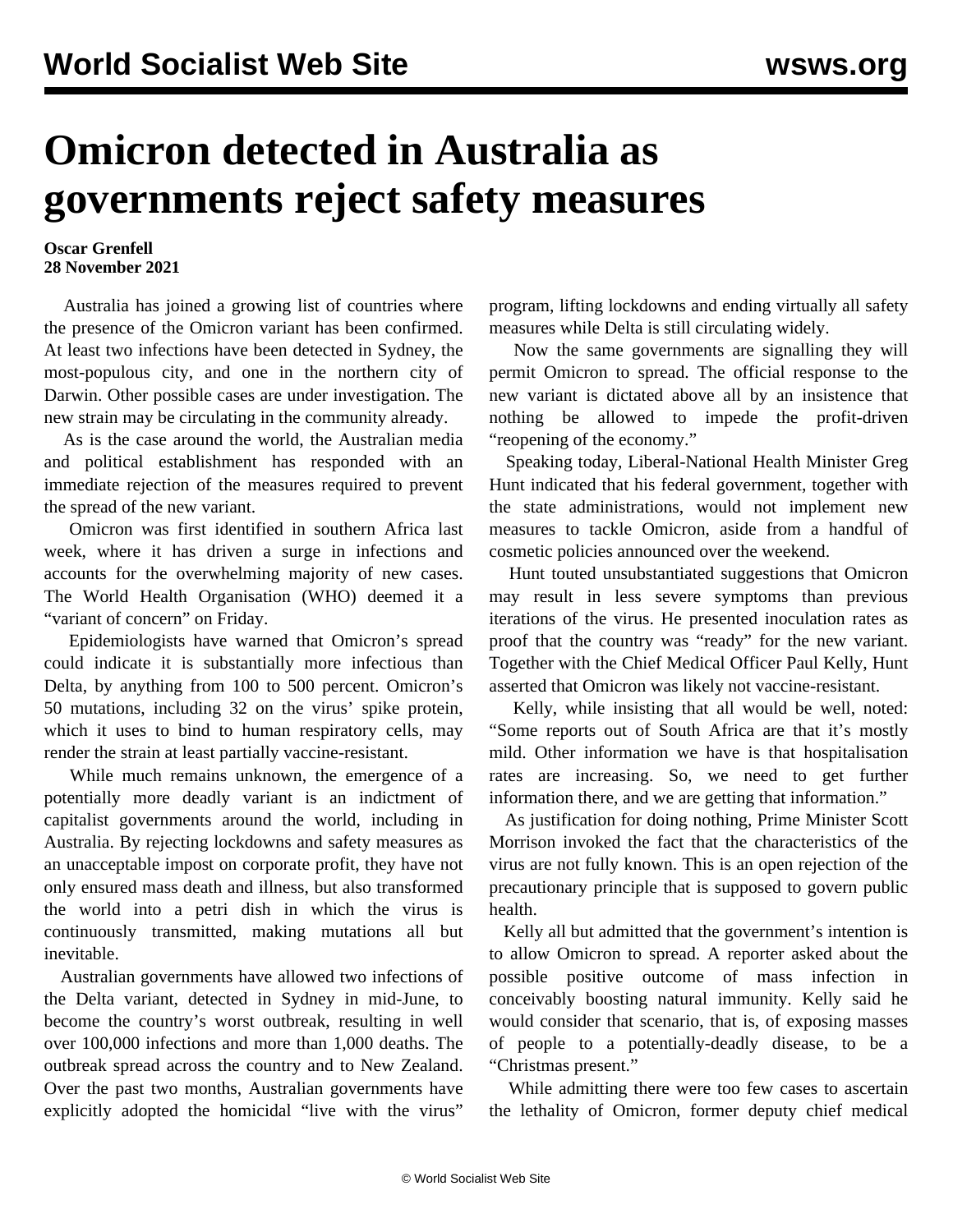# Omicron detected in Australia as governments reject safety measures

**Oscar Grenfell**
**28 November 2021**

Australia has joined a growing list of countries where the presence of the Omicron variant has been confirmed. At least two infections have been detected in Sydney, the most-populous city, and one in the northern city of Darwin. Other possible cases are under investigation. The new strain may be circulating in the community already.

As is the case around the world, the Australian media and political establishment has responded with an immediate rejection of the measures required to prevent the spread of the new variant.

Omicron was first identified in southern Africa last week, where it has driven a surge in infections and accounts for the overwhelming majority of new cases. The World Health Organisation (WHO) deemed it a "variant of concern" on Friday.

Epidemiologists have warned that Omicron's spread could indicate it is substantially more infectious than Delta, by anything from 100 to 500 percent. Omicron's 50 mutations, including 32 on the virus' spike protein, which it uses to bind to human respiratory cells, may render the strain at least partially vaccine-resistant.

While much remains unknown, the emergence of a potentially more deadly variant is an indictment of capitalist governments around the world, including in Australia. By rejecting lockdowns and safety measures as an unacceptable impost on corporate profit, they have not only ensured mass death and illness, but also transformed the world into a petri dish in which the virus is continuously transmitted, making mutations all but inevitable.

Australian governments have allowed two infections of the Delta variant, detected in Sydney in mid-June, to become the country's worst outbreak, resulting in well over 100,000 infections and more than 1,000 deaths. The outbreak spread across the country and to New Zealand. Over the past two months, Australian governments have explicitly adopted the homicidal "live with the virus" program, lifting lockdowns and ending virtually all safety measures while Delta is still circulating widely.

Now the same governments are signalling they will permit Omicron to spread. The official response to the new variant is dictated above all by an insistence that nothing be allowed to impede the profit-driven "reopening of the economy."

Speaking today, Liberal-National Health Minister Greg Hunt indicated that his federal government, together with the state administrations, would not implement new measures to tackle Omicron, aside from a handful of cosmetic policies announced over the weekend.

Hunt touted unsubstantiated suggestions that Omicron may result in less severe symptoms than previous iterations of the virus. He presented inoculation rates as proof that the country was "ready" for the new variant. Together with the Chief Medical Officer Paul Kelly, Hunt asserted that Omicron was likely not vaccine-resistant.

Kelly, while insisting that all would be well, noted: "Some reports out of South Africa are that it's mostly mild. Other information we have is that hospitalisation rates are increasing. So, we need to get further information there, and we are getting that information."

As justification for doing nothing, Prime Minister Scott Morrison invoked the fact that the characteristics of the virus are not fully known. This is an open rejection of the precautionary principle that is supposed to govern public health.

Kelly all but admitted that the government's intention is to allow Omicron to spread. A reporter asked about the possible positive outcome of mass infection in conceivably boosting natural immunity. Kelly said he would consider that scenario, that is, of exposing masses of people to a potentially-deadly disease, to be a "Christmas present."

While admitting there were too few cases to ascertain the lethality of Omicron, former deputy chief medical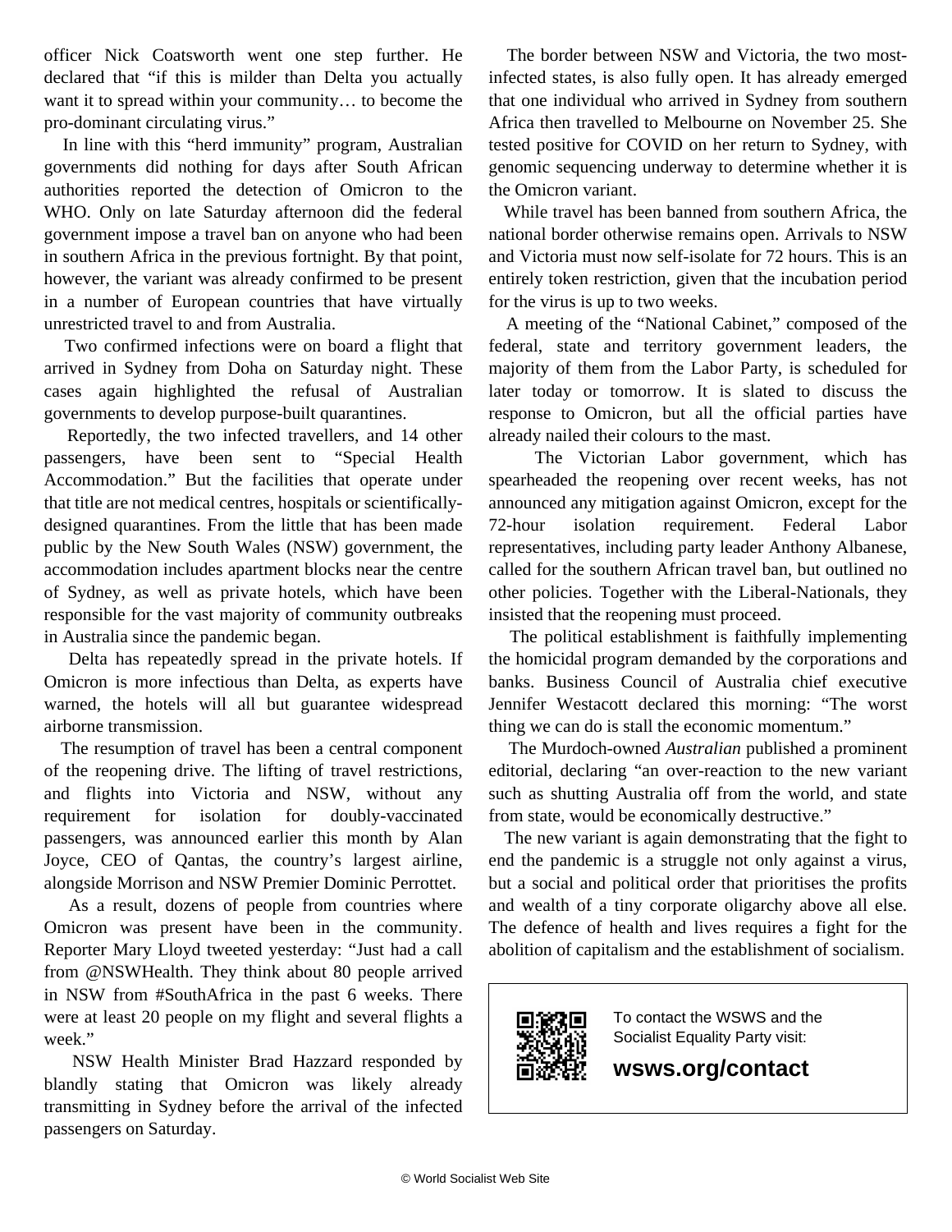officer Nick Coatsworth went one step further. He declared that “if this is milder than Delta you actually want it to spread within your community… to become the pro-dominant circulating virus.”

In line with this “herd immunity” program, Australian governments did nothing for days after South African authorities reported the detection of Omicron to the WHO. Only on late Saturday afternoon did the federal government impose a travel ban on anyone who had been in southern Africa in the previous fortnight. By that point, however, the variant was already confirmed to be present in a number of European countries that have virtually unrestricted travel to and from Australia.

Two confirmed infections were on board a flight that arrived in Sydney from Doha on Saturday night. These cases again highlighted the refusal of Australian governments to develop purpose-built quarantines.

Reportedly, the two infected travellers, and 14 other passengers, have been sent to “Special Health Accommodation.” But the facilities that operate under that title are not medical centres, hospitals or scientifically-designed quarantines. From the little that has been made public by the New South Wales (NSW) government, the accommodation includes apartment blocks near the centre of Sydney, as well as private hotels, which have been responsible for the vast majority of community outbreaks in Australia since the pandemic began.

Delta has repeatedly spread in the private hotels. If Omicron is more infectious than Delta, as experts have warned, the hotels will all but guarantee widespread airborne transmission.

The resumption of travel has been a central component of the reopening drive. The lifting of travel restrictions, and flights into Victoria and NSW, without any requirement for isolation for doubly-vaccinated passengers, was announced earlier this month by Alan Joyce, CEO of Qantas, the country’s largest airline, alongside Morrison and NSW Premier Dominic Perrottet.

As a result, dozens of people from countries where Omicron was present have been in the community. Reporter Mary Lloyd tweeted yesterday: “Just had a call from @NSWHealth. They think about 80 people arrived in NSW from #SouthAfrica in the past 6 weeks. There were at least 20 people on my flight and several flights a week.”

NSW Health Minister Brad Hazzard responded by blandly stating that Omicron was likely already transmitting in Sydney before the arrival of the infected passengers on Saturday.

The border between NSW and Victoria, the two most-infected states, is also fully open. It has already emerged that one individual who arrived in Sydney from southern Africa then travelled to Melbourne on November 25. She tested positive for COVID on her return to Sydney, with genomic sequencing underway to determine whether it is the Omicron variant.

While travel has been banned from southern Africa, the national border otherwise remains open. Arrivals to NSW and Victoria must now self-isolate for 72 hours. This is an entirely token restriction, given that the incubation period for the virus is up to two weeks.

A meeting of the “National Cabinet,” composed of the federal, state and territory government leaders, the majority of them from the Labor Party, is scheduled for later today or tomorrow. It is slated to discuss the response to Omicron, but all the official parties have already nailed their colours to the mast.

The Victorian Labor government, which has spearheaded the reopening over recent weeks, has not announced any mitigation against Omicron, except for the 72-hour isolation requirement. Federal Labor representatives, including party leader Anthony Albanese, called for the southern African travel ban, but outlined no other policies. Together with the Liberal-Nationals, they insisted that the reopening must proceed.

The political establishment is faithfully implementing the homicidal program demanded by the corporations and banks. Business Council of Australia chief executive Jennifer Westacott declared this morning: “The worst thing we can do is stall the economic momentum.”

The Murdoch-owned *Australian* published a prominent editorial, declaring “an over-reaction to the new variant such as shutting Australia off from the world, and state from state, would be economically destructive.”

The new variant is again demonstrating that the fight to end the pandemic is a struggle not only against a virus, but a social and political order that prioritises the profits and wealth of a tiny corporate oligarchy above all else. The defence of health and lives requires a fight for the abolition of capitalism and the establishment of socialism.

To contact the WSWS and the Socialist Equality Party visit:

**wsws.org/contact**